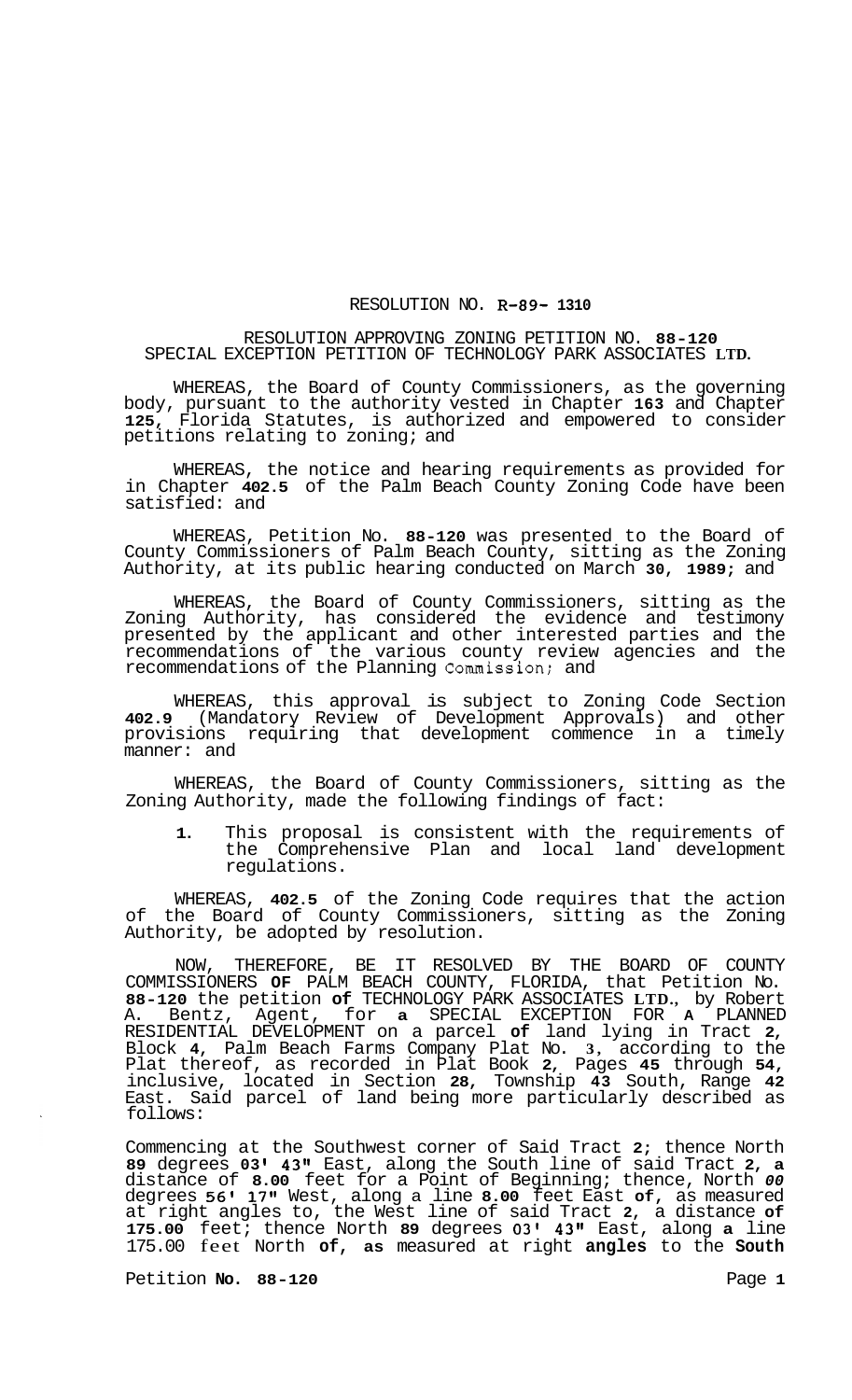# RESOLUTION NO. R-89-1310

## RESOLUTION APPROVING ZONING PETITION NO. 88-120 SPECIAL EXCEPTION PETITION OF TECHNOLOGY PARK ASSOCIATES LTD.

WHEREAS, the Board of County Commissioners, as the governing body, pursuant to the authority vested in Chapter 163 and Chapter 125, Florida Statutes, is authorized and empowered to consider petitions relating to zoning; and

WHEREAS, the notice and hearing requirements as provided for in Chapter 402.5 of the Palm Beach County Zoning Code have been satisfied: and

WHEREAS, Petition No. 88-120 was presented to the Board of County Commissioners of Palm Beach County, sitting as the Zoning Authority, at its public hearing conducted on March 30, 1989; and

WHEREAS, the Board of County Commissioners, sitting as the Zoning Authority, has considered the evidence and testimony presented by the applicant and other interested parties and the recommendations of the various county review agencies and the recommendations of the Planning Commission; and

WHEREAS, this approval is subject to Zoning Code Section 402.9 (Mandatory Review of Development Approvals) and other provisions requiring that development commence in a timely manner: and

WHEREAS, the Board of County Commissioners, sitting as the Zoning Authority, made the following findings of fact:

1. This proposal is consistent with the requirements of the Comprehensive Plan and local land development regulations.

WHEREAS, 402.5 of the Zoning Code requires that the action of the Board of County Commissioners, sitting as the Zoning Authority, be adopted by resolution.

NOW, THEREFORE, BE IT RESOLVED BY THE BOARD OF COUNTY COMMISSIONERS OF PALM BEACH COUNTY, FLORIDA, that Petition No. 88-120 the petition of TECHNOLOGY PARK ASSOCIATES LTD., by Robert A. Bentz, Agent, for a SPECIAL EXCEPTION FOR A PLANNED RESIDENTIAL DEVELOPMENT on a parcel of land lying in Tract 2, Block 4, Palm Beach Farms Company Plat No. 3, according to the Plat thereof, as recorded in Plat Book 2, Pages 45 through 54, inclusive, located in Section 28, Township 43 South, Range 42 East. Said parcel of land being more particularly described as follows:

Commencing at the Southwest corner of Said Tract 2; thence North 89 degrees 03' 43" East, along the South line of said Tract 2, a distance of 8.00 feet for a Point of Beginning; thence, North 00 degrees 56' 17" West, along a line 8.00 feet East of, as measured at right angles to, the West line of said Tract 2, a distance of 175.00 feet; thence North 89 degrees 03' 43" East, along a line 175.00 feet North of, as measured at right angles to the South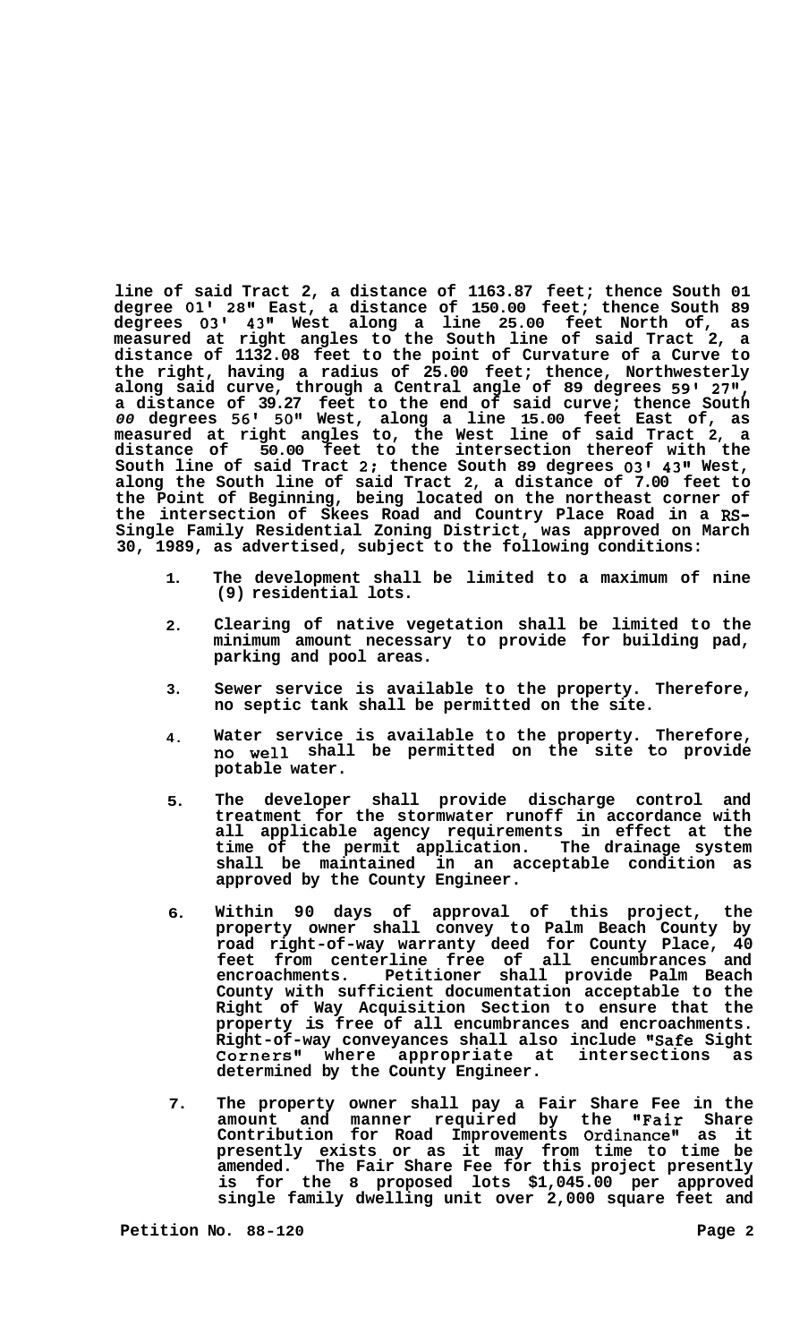**line of said Tract 2, a distance of 1163.87 feet; thence South 01 degree 01' 28" East, a distance of 150.00 feet; thence South 89 degrees 03' 43" West along a line 25.00 feet North of, as measured at right angles to the South line of said Tract 2, a distance of 1132.08 feet to the point of Curvature of a Curve to the right, having a radius of 25.00 feet; thence, Northwesterly along said curve, through a Central angle of 89 degrees 59' 27", a distance of 39.27 feet to the end of said curve; thence South** *00* **degrees 56' 50" West, along a line 15.00 feet East of, as measured at right angles to, the West line of said Tract 2, a distance of 50.00 feet to the intersection thereof with the South line of said Tract 2; thence South 89 degrees 03' 43" West, along the South line of said Tract 2, a distance of 7.00 feet to the Point of Beginning, being located on the northeast corner of the intersection of Skees Road and Country Place Road in a RS-Single Family Residential Zoning District, was approved on March 30, 1989, as advertised, subject to the following conditions:**

1. **The development shall be limited to a maximum of nine (9) residential lots.**

2. **Clearing of native vegetation shall be limited to the minimum amount necessary to provide for building pad, parking and pool areas.**

3. **Sewer service is available to the property. Therefore, no septic tank shall be permitted on the site.**

4. **Water service is available to the property. Therefore, no well shall be permitted on the site to provide potable water.**

5. **The developer shall provide discharge control and treatment for the stormwater runoff in accordance with all applicable agency requirements in effect at the time of the permit application. The drainage system shall be maintained in an acceptable condition as approved by the County Engineer.**

6. **Within 90 days of approval of this project, the property owner shall convey to Palm Beach County by road right-of-way warranty deed for County Place, 40 feet from centerline free of all encumbrances and encroachments. Petitioner shall provide Palm Beach County with sufficient documentation acceptable to the Right of Way Acquisition Section to ensure that the property is free of all encumbrances and encroachments. Right-of-way conveyances shall also include "Safe Sight Corners" where appropriate at intersections as determined by the County Engineer.**

7. **The property owner shall pay a Fair Share Fee in the amount and manner required by the "Fair Share Contribution for Road Improvements Ordinance" as it presently exists or as it may from time to time be amended. The Fair Share Fee for this project presently is for the 8 proposed lots $1,045.00 per approved single family dwelling unit over 2,000 square feet and**

**Petition No. 88-120**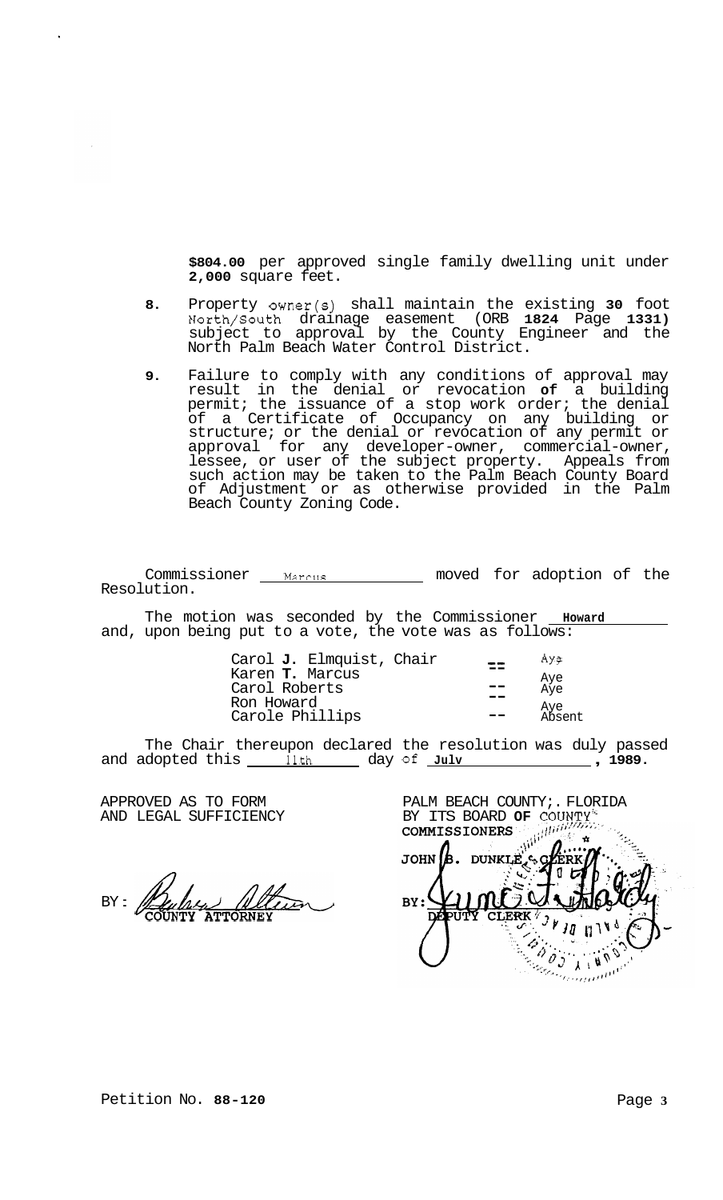**$804.00** per approved single family dwelling unit under **2,000** square feet.

8. Property owner(s) shall maintain the existing **30** foot North/South drainage easement (ORB **1824** Page **1331)** subject to approval by the County Engineer and the North Palm Beach Water Control District.

9. Failure to comply with any conditions of approval may result in the denial or revocation **of** a building permit; the issuance of a stop work order; the denial of a Certificate of Occupancy on any building or structure; or the denial or revocation of any permit or approval for any developer-owner, commercial-owner, lessee, or user of the subject property. Appeals from such action may be taken to the Palm Beach County Board of Adjustment or as otherwise provided in the Palm Beach County Zoning Code.

Commissioner Marcus moved for adoption of the Resolution.

The motion was seconded by the Commissioner **Howard** and, upon being put to a vote, the vote was as follows:

| | | |
|---|---|---|
| Carol **J.** Elmquist, Chair | -- | Aye |
| Karen **T.** Marcus | -- | Aye |
| Carol Roberts | -- | Aye |
| Ron Howard | -- | Aye |
| Carole Phillips | -- | Absent |

The Chair thereupon declared the resolution was duly passed and adopted this 11th day of **July**, **1989**.

APPROVED AS TO FORM AND LEGAL SUFFICIENCY

BY: COUNTY ATTORNEY

PALM BEACH COUNTY, FLORIDA BY ITS BOARD **OF** COUNTY COMMISSIONERS

JOHN B. DUNKLE, CLERK

BY: DEPUTY CLERK

Petition No. **88-120**